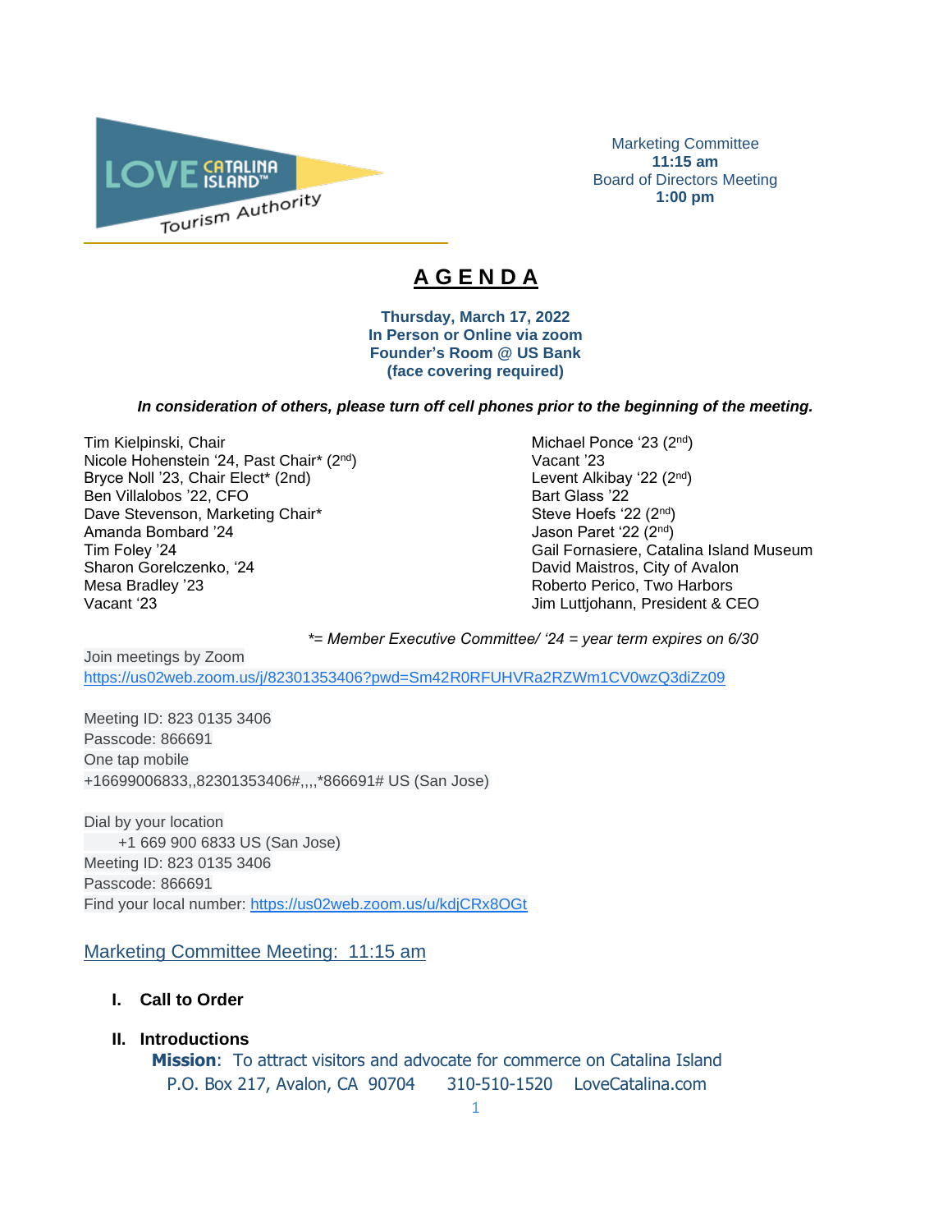LOVE CATALINA ISLAND™ Tourism Authority

Marketing Committee
**11:15 am**
Board of Directors Meeting
**1:00 pm**

# A G E N D A

**Thursday, March 17, 2022**
**In Person or Online via zoom**
**Founder's Room @ US Bank**
**(face covering required)**

***In consideration of others, please turn off cell phones prior to the beginning of the meeting.***

Tim Kielpinski, Chair
Nicole Hohenstein '24, Past Chair* (2nd)
Bryce Noll '23, Chair Elect* (2nd)
Ben Villalobos '22, CFO
Dave Stevenson, Marketing Chair*
Amanda Bombard '24
Tim Foley '24
Sharon Gorelczenko, '24
Mesa Bradley '23
Vacant '23
Michael Ponce '23 (2nd)
Vacant '23
Levent Alkibay '22 (2nd)
Bart Glass '22
Steve Hoefs '22 (2nd)
Jason Paret '22 (2nd)
Gail Fornasiere, Catalina Island Museum
David Maistros, City of Avalon
Roberto Perico, Two Harbors
Jim Luttjohann, President & CEO

*\*= Member Executive Committee/ '24 = year term expires on 6/30*

Join meetings by Zoom
https://us02web.zoom.us/j/82301353406?pwd=Sm42R0RFUHVRa2RZWm1CV0wzQ3diZz09

Meeting ID: 823 0135 3406
Passcode: 866691
One tap mobile
+16699006833,,82301353406#,,,,*866691# US (San Jose)

Dial by your location
+1 669 900 6833 US (San Jose)
Meeting ID: 823 0135 3406
Passcode: 866691
Find your local number: https://us02web.zoom.us/u/kdjCRx8OGt

## Marketing Committee Meeting: 11:15 am

**I. Call to Order**

**II. Introductions**

**Mission**: To attract visitors and advocate for commerce on Catalina Island
P.O. Box 217, Avalon, CA 90704 310-510-1520 LoveCatalina.com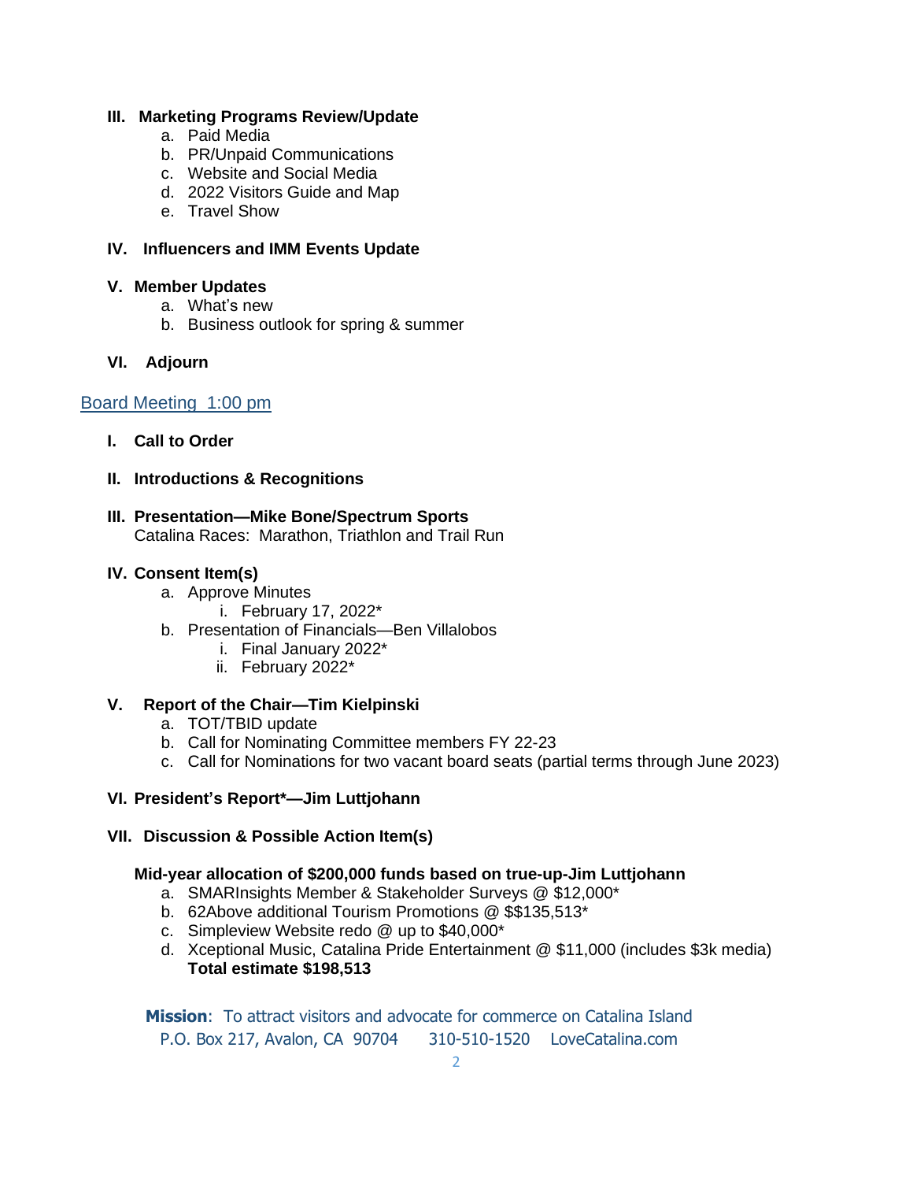**III. Marketing Programs Review/Update**

a. Paid Media
b. PR/Unpaid Communications
c. Website and Social Media
d. 2022 Visitors Guide and Map
e. Travel Show

**IV. Influencers and IMM Events Update**

**V. Member Updates**

a. What's new
b. Business outlook for spring & summer

**VI. Adjourn**

## Board Meeting 1:00 pm

**I. Call to Order**

**II. Introductions & Recognitions**

**III. Presentation—Mike Bone/Spectrum Sports**
Catalina Races: Marathon, Triathlon and Trail Run

**IV. Consent Item(s)**

a. Approve Minutes
   i. February 17, 2022*
b. Presentation of Financials—Ben Villalobos
   i. Final January 2022*
   ii. February 2022*

**V. Report of the Chair—Tim Kielpinski**

a. TOT/TBID update
b. Call for Nominating Committee members FY 22-23
c. Call for Nominations for two vacant board seats (partial terms through June 2023)

**VI. President's Report*—Jim Luttjohann**

**VII. Discussion & Possible Action Item(s)**

**Mid-year allocation of $200,000 funds based on true-up-Jim Luttjohann**

a. SMARInsights Member & Stakeholder Surveys @ $12,000*
b. 62Above additional Tourism Promotions @ $$135,513*
c. Simpleview Website redo @ up to $40,000*
d. Xceptional Music, Catalina Pride Entertainment @ $11,000 (includes $3k media)
   **Total estimate $198,513**

**Mission**: To attract visitors and advocate for commerce on Catalina Island
P.O. Box 217, Avalon, CA 90704    310-510-1520    LoveCatalina.com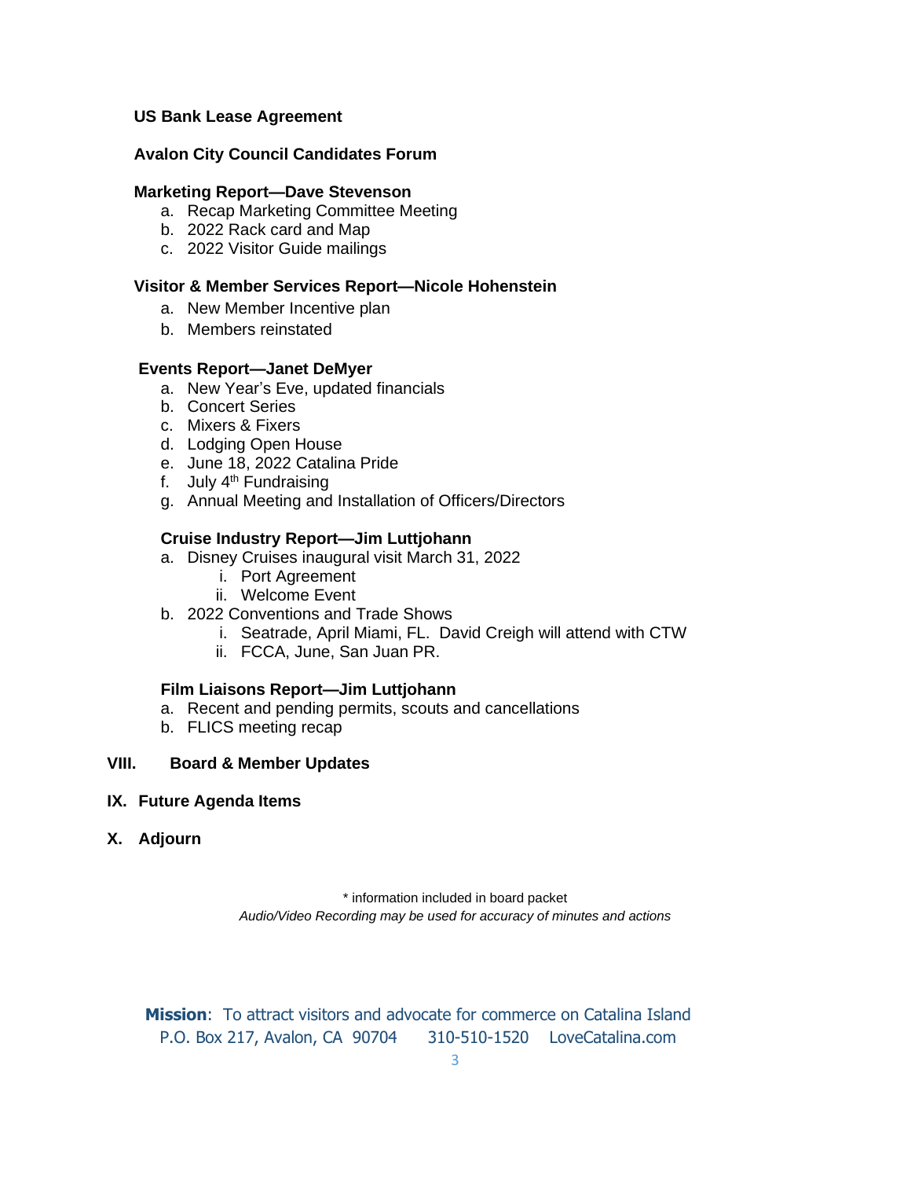**US Bank Lease Agreement**

**Avalon City Council Candidates Forum**

**Marketing Report—Dave Stevenson**

a. Recap Marketing Committee Meeting
b. 2022 Rack card and Map
c. 2022 Visitor Guide mailings

**Visitor & Member Services Report—Nicole Hohenstein**

a. New Member Incentive plan
b. Members reinstated

**Events Report—Janet DeMyer**

a. New Year's Eve, updated financials
b. Concert Series
c. Mixers & Fixers
d. Lodging Open House
e. June 18, 2022 Catalina Pride
f. July 4th Fundraising
g. Annual Meeting and Installation of Officers/Directors

**Cruise Industry Report—Jim Luttjohann**

a. Disney Cruises inaugural visit March 31, 2022
   i. Port Agreement
   ii. Welcome Event
b. 2022 Conventions and Trade Shows
   i. Seatrade, April Miami, FL. David Creigh will attend with CTW
   ii. FCCA, June, San Juan PR.

**Film Liaisons Report—Jim Luttjohann**

a. Recent and pending permits, scouts and cancellations
b. FLICS meeting recap

**VIII. Board & Member Updates**

**IX. Future Agenda Items**

**X. Adjourn**

\* information included in board packet

*Audio/Video Recording may be used for accuracy of minutes and actions*

**Mission**: To attract visitors and advocate for commerce on Catalina Island
P.O. Box 217, Avalon, CA 90704 310-510-1520 LoveCatalina.com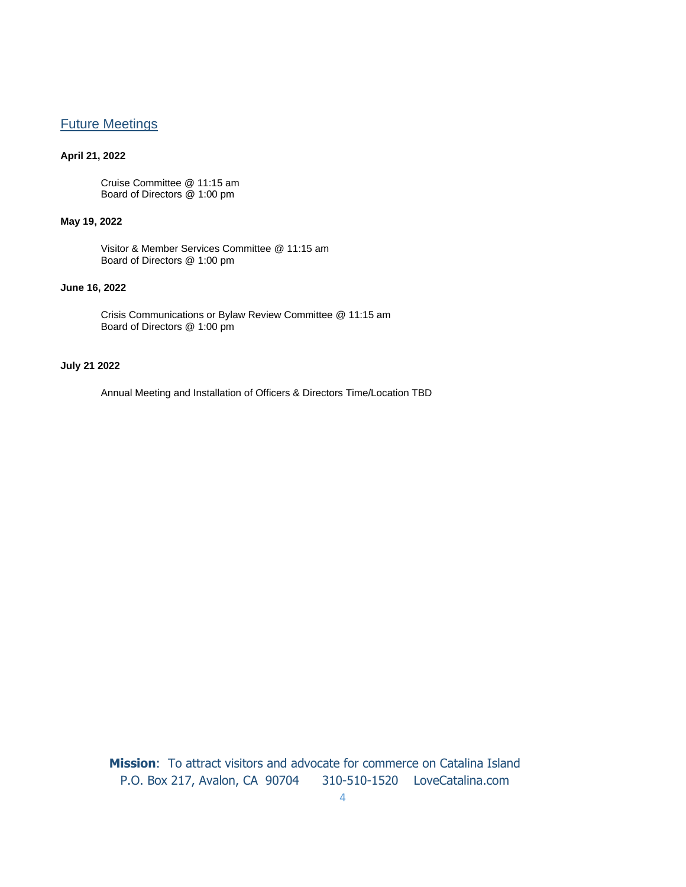## Future Meetings

**April 21, 2022**

Cruise Committee @ 11:15 am
Board of Directors @ 1:00 pm

**May 19, 2022**

Visitor & Member Services Committee @ 11:15 am
Board of Directors @ 1:00 pm

**June 16, 2022**

Crisis Communications or Bylaw Review Committee @ 11:15 am
Board of Directors @ 1:00 pm

**July 21 2022**

Annual Meeting and Installation of Officers & Directors Time/Location TBD

**Mission**: To attract visitors and advocate for commerce on Catalina Island
P.O. Box 217, Avalon, CA 90704 310-510-1520 LoveCatalina.com